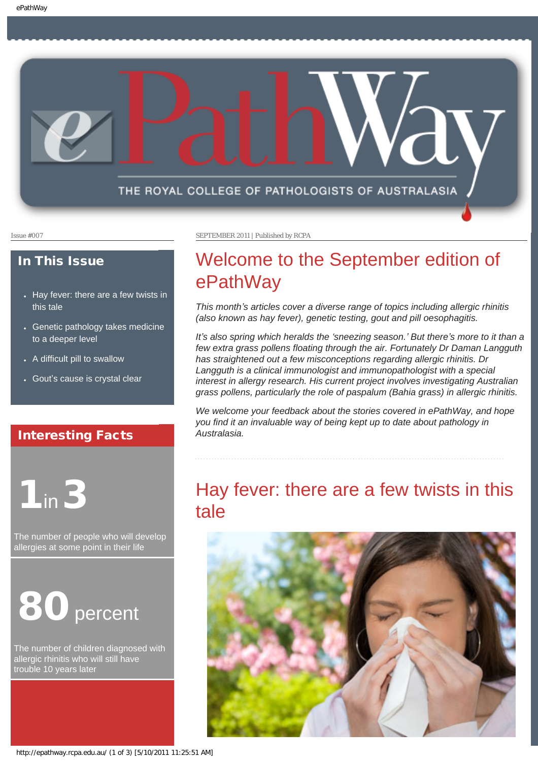# ePathWay

THE ROYAL COLLEGE OF PATHOLOGISTS OF AUSTRALASIA

Issue #007

SEPTEMBER 2011 | Published by RCPA

## In This Issue

- Hay fever: there are a few twists in this tale
- Genetic pathology takes medicine to a deeper level
- A difficult pill to swallow
- Gout's cause is crystal clear

## Interesting Facts

**1 in 3**

The number of people who will develop allergies at some point in their life

**80 percent**

The number of children diagnosed with allergic rhinitis who will still have trouble 10 years later

# Welcome to the September edition of ePathWay

*This month's articles cover a diverse range of topics including allergic rhinitis (also known as hay fever), genetic testing, gout and pill oesophagitis.*

*It's also spring which heralds the 'sneezing season.' But there's more to it than a few extra grass pollens floating through the air. Fortunately Dr Daman Langguth has straightened out a few misconceptions regarding allergic rhinitis. Dr Langguth is a clinical immunologist and immunopathologist with a special interest in allergy research. His current project involves investigating Australian grass pollens, particularly the role of paspalum (Bahia grass) in allergic rhinitis.*

*We welcome your feedback about the stories covered in ePathWay, and hope you find it an invaluable way of being kept up to date about pathology in Australasia.*

# Hay fever: there are a few twists in this tale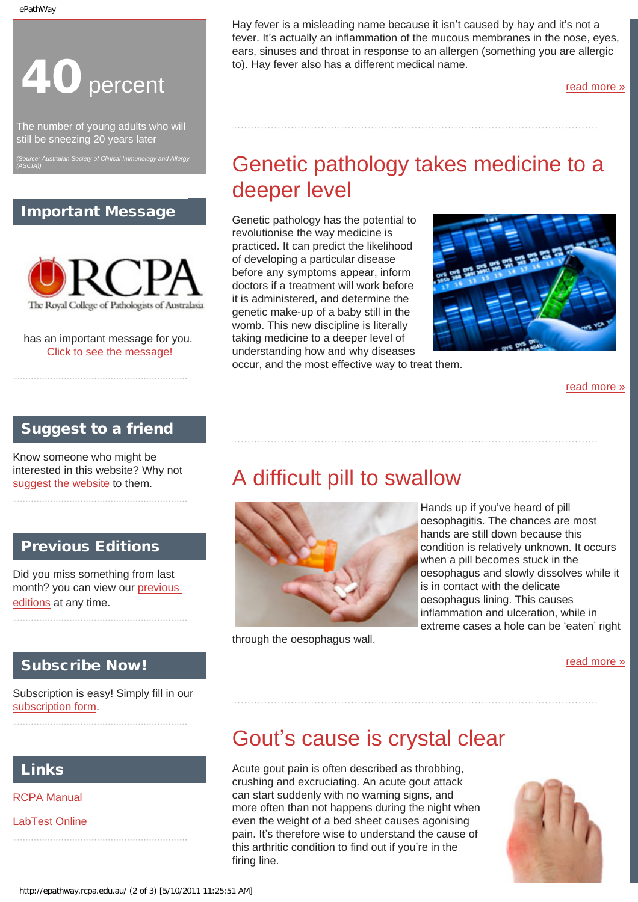# 40 percent

The number of young adults who will still be sneezing 20 years later

*(Source: Australian Society of Clinical Immunology and Allergy (ASCIA))*

## Important Message

RCPA The Royal College of Pathologists of Australasia

has an important message for you.
Click to see the message!

## Suggest to a friend

Know someone who might be interested in this website? Why not suggest the website to them.

## Previous Editions

Did you miss something from last month? you can view our previous editions at any time.

## Subscribe Now!

Subscription is easy! Simply fill in our subscription form.

## Links

RCPA Manual

LabTest Online

Hay fever is a misleading name because it isn't caused by hay and it's not a fever. It's actually an inflammation of the mucous membranes in the nose, eyes, ears, sinuses and throat in response to an allergen (something you are allergic to). Hay fever also has a different medical name.

read more »

## Genetic pathology takes medicine to a deeper level

Genetic pathology has the potential to revolutionise the way medicine is practiced. It can predict the likelihood of developing a particular disease before any symptoms appear, inform doctors if a treatment will work before it is administered, and determine the genetic make-up of a baby still in the womb. This new discipline is literally taking medicine to a deeper level of understanding how and why diseases occur, and the most effective way to treat them.

read more »

## A difficult pill to swallow

Hands up if you've heard of pill oesophagitis. The chances are most hands are still down because this condition is relatively unknown. It occurs when a pill becomes stuck in the oesophagus and slowly dissolves while it is in contact with the delicate oesophagus lining. This causes inflammation and ulceration, while in extreme cases a hole can be 'eaten' right through the oesophagus wall.

read more »

## Gout's cause is crystal clear

Acute gout pain is often described as throbbing, crushing and excruciating. An acute gout attack can start suddenly with no warning signs, and more often than not happens during the night when even the weight of a bed sheet causes agonising pain. It's therefore wise to understand the cause of this arthritic condition to find out if you're in the firing line.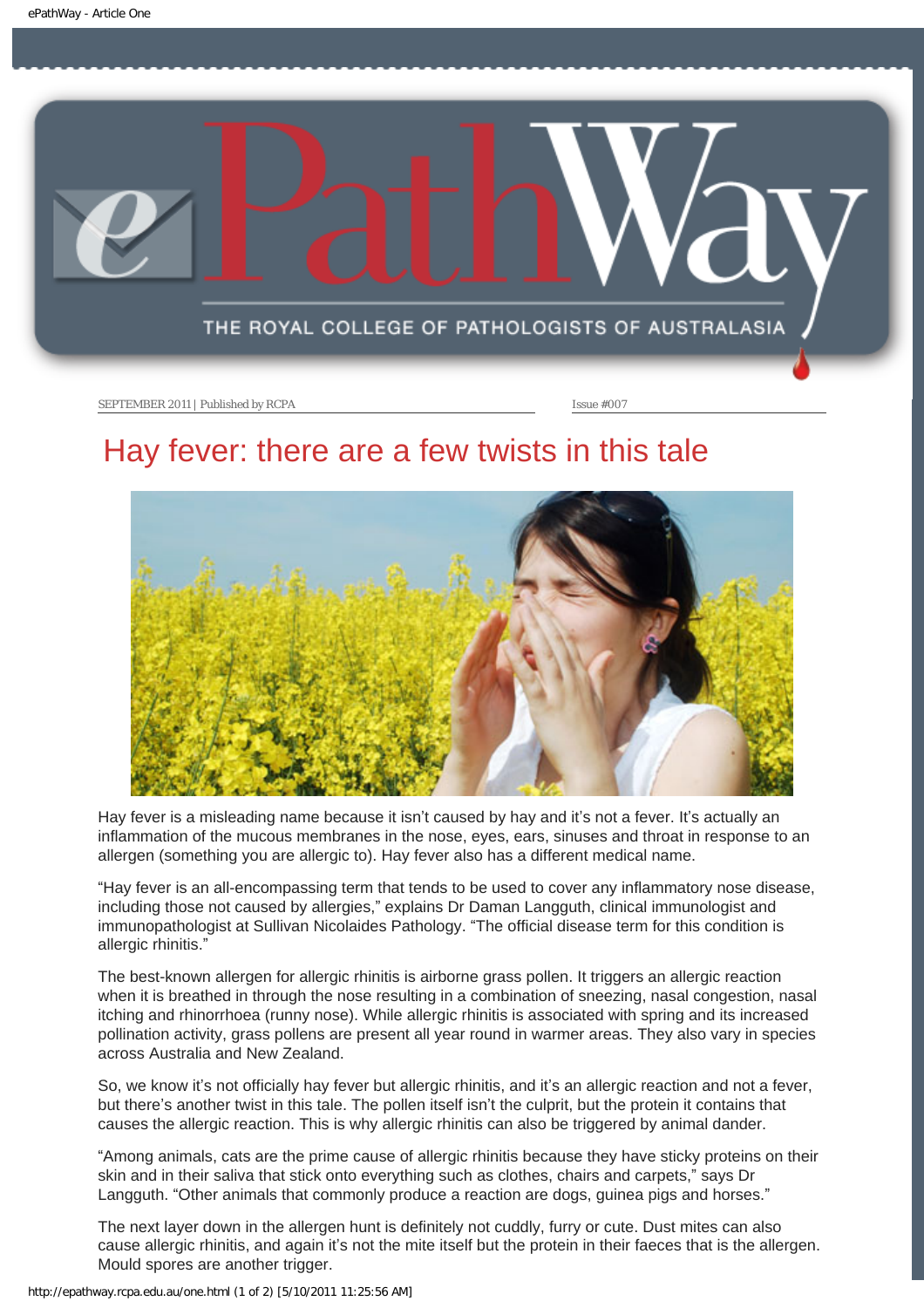# Hay fever: there are a few twists in this tale

Hay fever is a misleading name because it isn't caused by hay and it's not a fever. It's actually an inflammation of the mucous membranes in the nose, eyes, ears, sinuses and throat in response to an allergen (something you are allergic to). Hay fever also has a different medical name.

"Hay fever is an all-encompassing term that tends to be used to cover any inflammatory nose disease, including those not caused by allergies," explains Dr Daman Langguth, clinical immunologist and immunopathologist at Sullivan Nicolaides Pathology. "The official disease term for this condition is allergic rhinitis."

The best-known allergen for allergic rhinitis is airborne grass pollen. It triggers an allergic reaction when it is breathed in through the nose resulting in a combination of sneezing, nasal congestion, nasal itching and rhinorrhoea (runny nose). While allergic rhinitis is associated with spring and its increased pollination activity, grass pollens are present all year round in warmer areas. They also vary in species across Australia and New Zealand.

So, we know it's not officially hay fever but allergic rhinitis, and it's an allergic reaction and not a fever, but there's another twist in this tale. The pollen itself isn't the culprit, but the protein it contains that causes the allergic reaction. This is why allergic rhinitis can also be triggered by animal dander.

"Among animals, cats are the prime cause of allergic rhinitis because they have sticky proteins on their skin and in their saliva that stick onto everything such as clothes, chairs and carpets," says Dr Langguth. "Other animals that commonly produce a reaction are dogs, guinea pigs and horses."

The next layer down in the allergen hunt is definitely not cuddly, furry or cute. Dust mites can also cause allergic rhinitis, and again it's not the mite itself but the protein in their faeces that is the allergen. Mould spores are another trigger.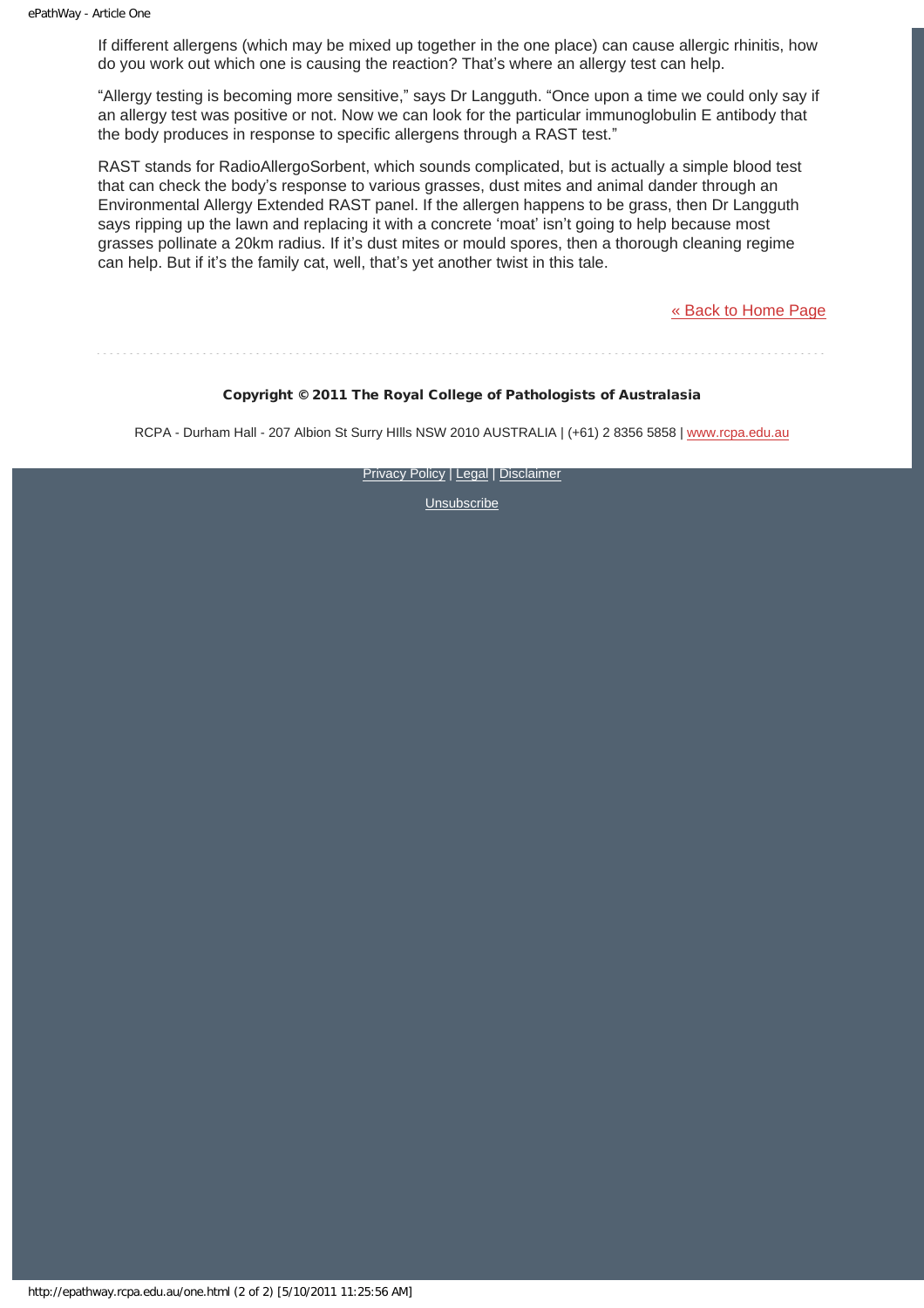If different allergens (which may be mixed up together in the one place) can cause allergic rhinitis, how do you work out which one is causing the reaction? That's where an allergy test can help.

"Allergy testing is becoming more sensitive," says Dr Langguth. "Once upon a time we could only say if an allergy test was positive or not. Now we can look for the particular immunoglobulin E antibody that the body produces in response to specific allergens through a RAST test."

RAST stands for RadioAllergoSorbent, which sounds complicated, but is actually a simple blood test that can check the body's response to various grasses, dust mites and animal dander through an Environmental Allergy Extended RAST panel. If the allergen happens to be grass, then Dr Langguth says ripping up the lawn and replacing it with a concrete 'moat' isn't going to help because most grasses pollinate a 20km radius. If it's dust mites or mould spores, then a thorough cleaning regime can help. But if it's the family cat, well, that's yet another twist in this tale.

[« Back to Home Page]

**Copyright © 2011 The Royal College of Pathologists of Australasia**

RCPA - Durham Hall - 207 Albion St Surry HIlls NSW 2010 AUSTRALIA | (+61) 2 8356 5858 | www.rcpa.edu.au

Privacy Policy | Legal | Disclaimer

Unsubscribe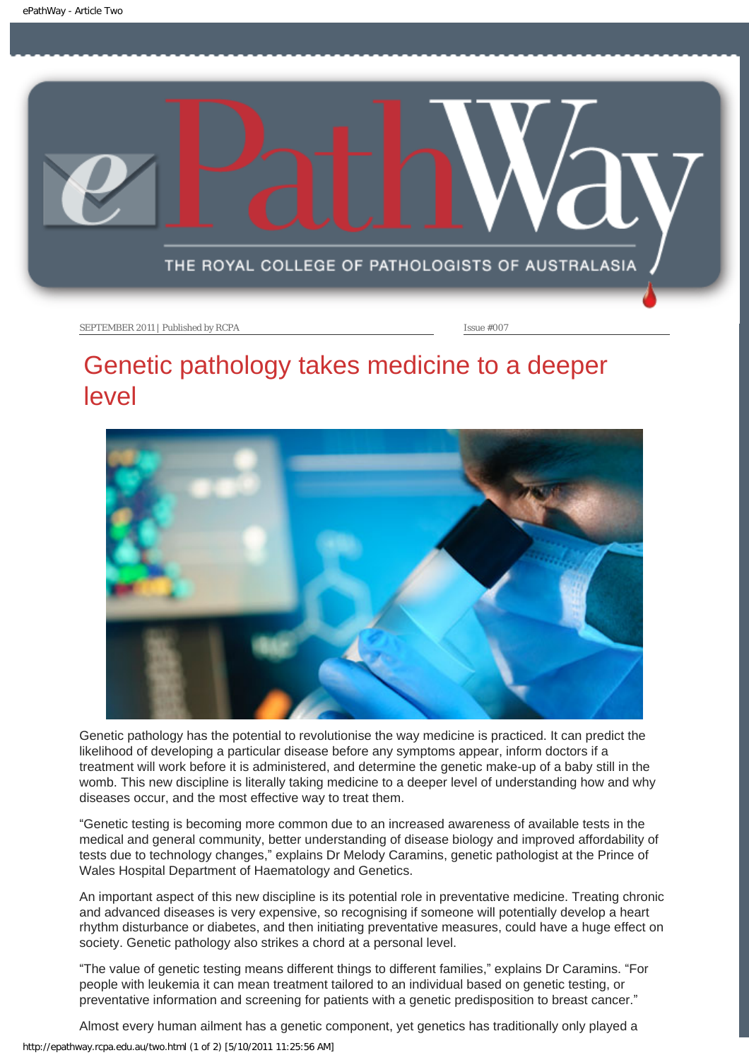SEPTEMBER 2011 | Published by RCPA

Issue #007

# Genetic pathology takes medicine to a deeper level

Genetic pathology has the potential to revolutionise the way medicine is practiced. It can predict the likelihood of developing a particular disease before any symptoms appear, inform doctors if a treatment will work before it is administered, and determine the genetic make-up of a baby still in the womb. This new discipline is literally taking medicine to a deeper level of understanding how and why diseases occur, and the most effective way to treat them.

"Genetic testing is becoming more common due to an increased awareness of available tests in the medical and general community, better understanding of disease biology and improved affordability of tests due to technology changes," explains Dr Melody Caramins, genetic pathologist at the Prince of Wales Hospital Department of Haematology and Genetics.

An important aspect of this new discipline is its potential role in preventative medicine. Treating chronic and advanced diseases is very expensive, so recognising if someone will potentially develop a heart rhythm disturbance or diabetes, and then initiating preventative measures, could have a huge effect on society. Genetic pathology also strikes a chord at a personal level.

"The value of genetic testing means different things to different families," explains Dr Caramins. "For people with leukemia it can mean treatment tailored to an individual based on genetic testing, or preventative information and screening for patients with a genetic predisposition to breast cancer."

Almost every human ailment has a genetic component, yet genetics has traditionally only played a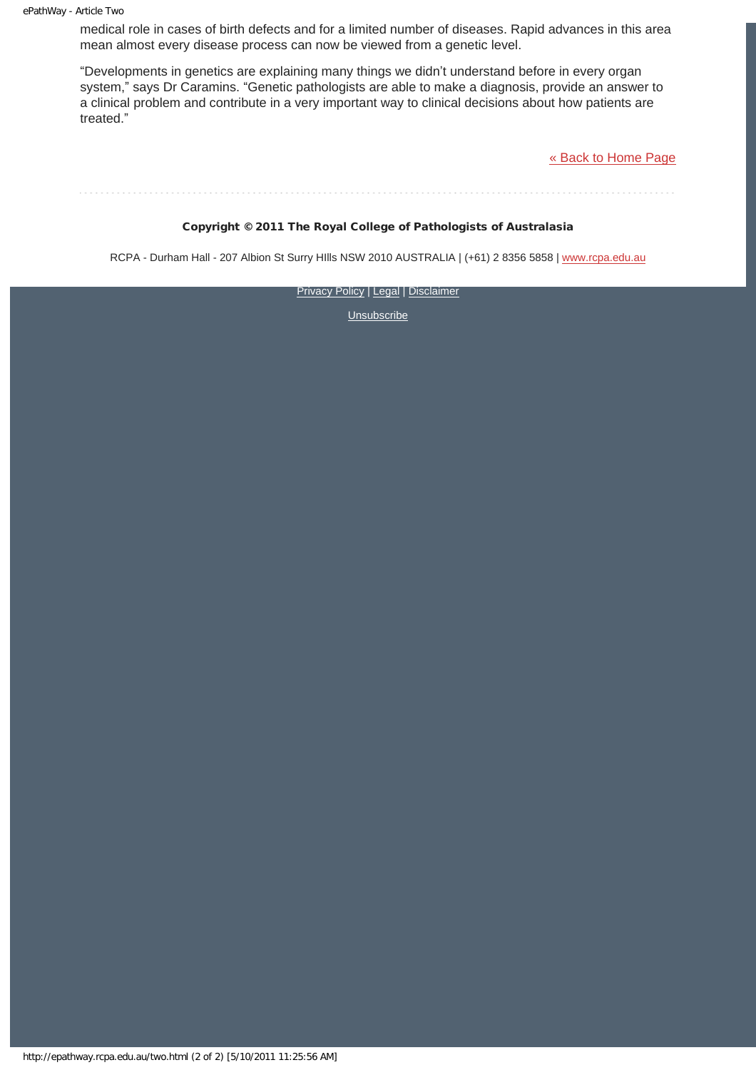medical role in cases of birth defects and for a limited number of diseases. Rapid advances in this area mean almost every disease process can now be viewed from a genetic level.

“Developments in genetics are explaining many things we didn’t understand before in every organ system,” says Dr Caramins. “Genetic pathologists are able to make a diagnosis, provide an answer to a clinical problem and contribute in a very important way to clinical decisions about how patients are treated.”

« Back to Home Page

---

**Copyright © 2011 The Royal College of Pathologists of Australasia**

RCPA - Durham Hall - 207 Albion St Surry HIlls NSW 2010 AUSTRALIA | (+61) 2 8356 5858 | www.rcpa.edu.au

Privacy Policy | Legal | Disclaimer

Unsubscribe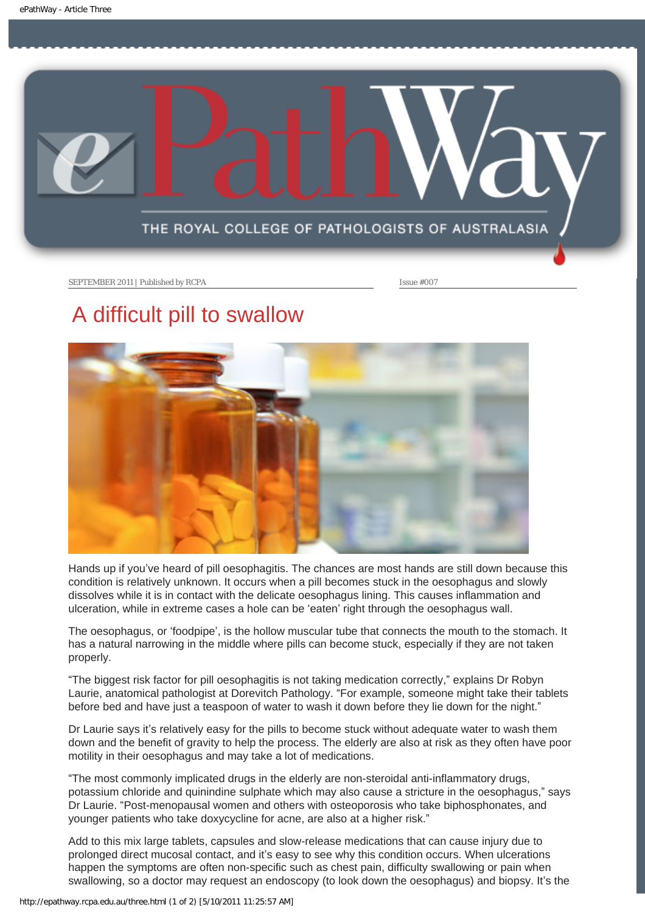SEPTEMBER 2011 | Published by RCPA

Issue #007

# A difficult pill to swallow

Hands up if you've heard of pill oesophagitis. The chances are most hands are still down because this condition is relatively unknown. It occurs when a pill becomes stuck in the oesophagus and slowly dissolves while it is in contact with the delicate oesophagus lining. This causes inflammation and ulceration, while in extreme cases a hole can be 'eaten' right through the oesophagus wall.

The oesophagus, or 'foodpipe', is the hollow muscular tube that connects the mouth to the stomach. It has a natural narrowing in the middle where pills can become stuck, especially if they are not taken properly.

"The biggest risk factor for pill oesophagitis is not taking medication correctly," explains Dr Robyn Laurie, anatomical pathologist at Dorevitch Pathology. "For example, someone might take their tablets before bed and have just a teaspoon of water to wash it down before they lie down for the night."

Dr Laurie says it's relatively easy for the pills to become stuck without adequate water to wash them down and the benefit of gravity to help the process. The elderly are also at risk as they often have poor motility in their oesophagus and may take a lot of medications.

"The most commonly implicated drugs in the elderly are non-steroidal anti-inflammatory drugs, potassium chloride and quinindine sulphate which may also cause a stricture in the oesophagus," says Dr Laurie. "Post-menopausal women and others with osteoporosis who take biphosphonates, and younger patients who take doxycycline for acne, are also at a higher risk."

Add to this mix large tablets, capsules and slow-release medications that can cause injury due to prolonged direct mucosal contact, and it's easy to see why this condition occurs. When ulcerations happen the symptoms are often non-specific such as chest pain, difficulty swallowing or pain when swallowing, so a doctor may request an endoscopy (to look down the oesophagus) and biopsy. It's the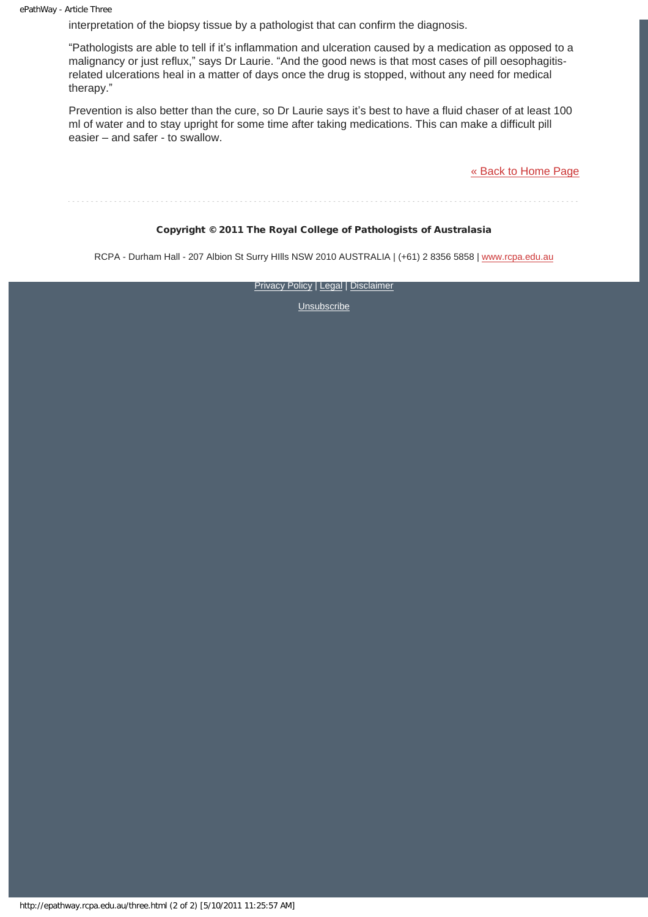interpretation of the biopsy tissue by a pathologist that can confirm the diagnosis.

"Pathologists are able to tell if it's inflammation and ulceration caused by a medication as opposed to a malignancy or just reflux," says Dr Laurie. "And the good news is that most cases of pill oesophagitis-related ulcerations heal in a matter of days once the drug is stopped, without any need for medical therapy."

Prevention is also better than the cure, so Dr Laurie says it's best to have a fluid chaser of at least 100 ml of water and to stay upright for some time after taking medications. This can make a difficult pill easier – and safer - to swallow.

« Back to Home Page

**Copyright © 2011 The Royal College of Pathologists of Australasia**

RCPA - Durham Hall - 207 Albion St Surry HIlls NSW 2010 AUSTRALIA | (+61) 2 8356 5858 | www.rcpa.edu.au

Privacy Policy | Legal | Disclaimer

Unsubscribe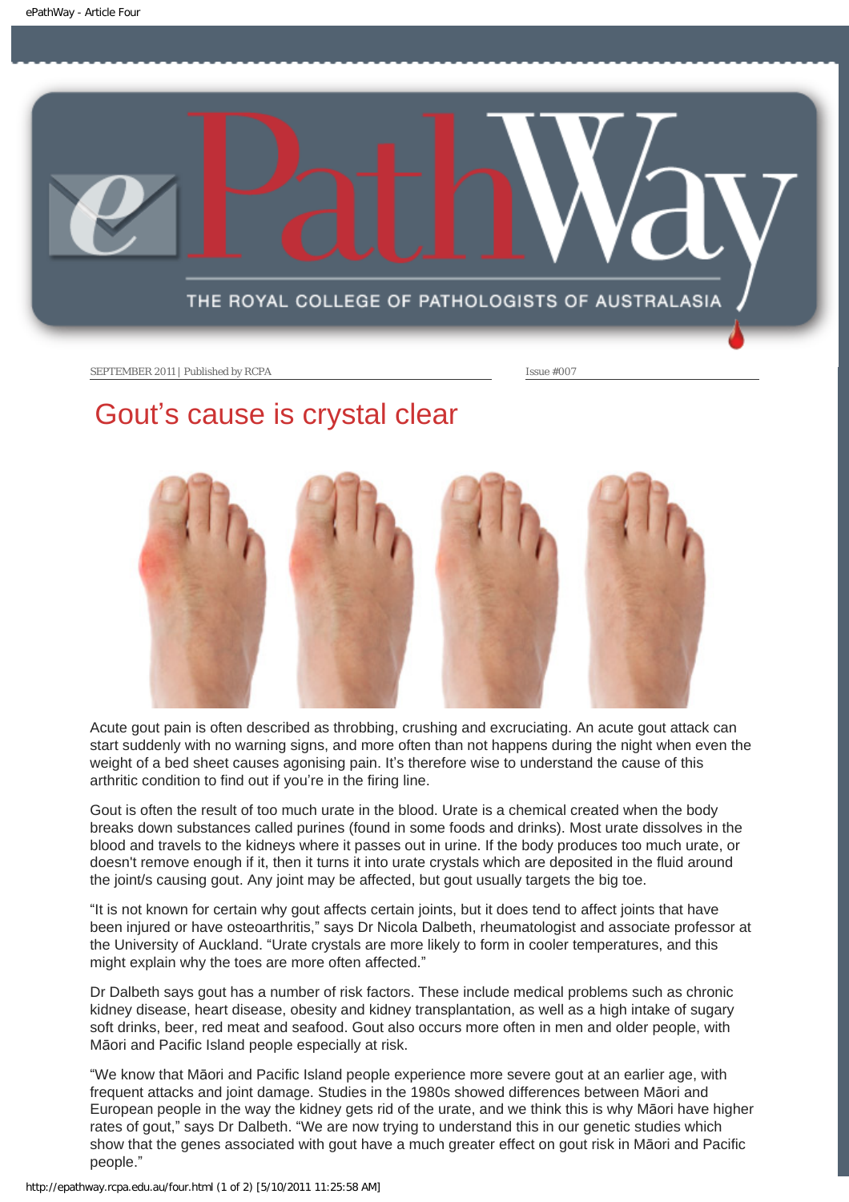SEPTEMBER 2011 | Published by RCPA

Issue #007

# Gout's cause is crystal clear

Acute gout pain is often described as throbbing, crushing and excruciating. An acute gout attack can start suddenly with no warning signs, and more often than not happens during the night when even the weight of a bed sheet causes agonising pain. It's therefore wise to understand the cause of this arthritic condition to find out if you're in the firing line.

Gout is often the result of too much urate in the blood. Urate is a chemical created when the body breaks down substances called purines (found in some foods and drinks). Most urate dissolves in the blood and travels to the kidneys where it passes out in urine. If the body produces too much urate, or doesn't remove enough if it, then it turns it into urate crystals which are deposited in the fluid around the joint/s causing gout. Any joint may be affected, but gout usually targets the big toe.

"It is not known for certain why gout affects certain joints, but it does tend to affect joints that have been injured or have osteoarthritis," says Dr Nicola Dalbeth, rheumatologist and associate professor at the University of Auckland. "Urate crystals are more likely to form in cooler temperatures, and this might explain why the toes are more often affected."

Dr Dalbeth says gout has a number of risk factors. These include medical problems such as chronic kidney disease, heart disease, obesity and kidney transplantation, as well as a high intake of sugary soft drinks, beer, red meat and seafood. Gout also occurs more often in men and older people, with Māori and Pacific Island people especially at risk.

"We know that Māori and Pacific Island people experience more severe gout at an earlier age, with frequent attacks and joint damage. Studies in the 1980s showed differences between Māori and European people in the way the kidney gets rid of the urate, and we think this is why Māori have higher rates of gout," says Dr Dalbeth. "We are now trying to understand this in our genetic studies which show that the genes associated with gout have a much greater effect on gout risk in Māori and Pacific people."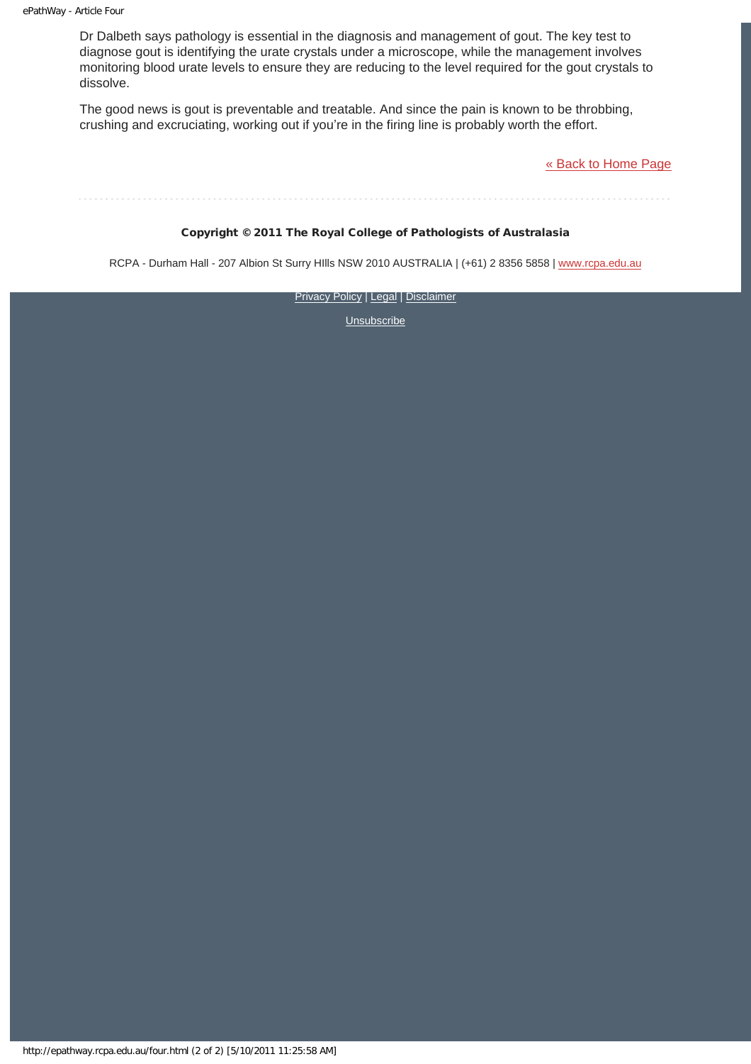Dr Dalbeth says pathology is essential in the diagnosis and management of gout. The key test to diagnose gout is identifying the urate crystals under a microscope, while the management involves monitoring blood urate levels to ensure they are reducing to the level required for the gout crystals to dissolve.

The good news is gout is preventable and treatable. And since the pain is known to be throbbing, crushing and excruciating, working out if you're in the firing line is probably worth the effort.

« Back to Home Page

**Copyright © 2011 The Royal College of Pathologists of Australasia**

RCPA - Durham Hall - 207 Albion St Surry HIlls NSW 2010 AUSTRALIA | (+61) 2 8356 5858 | www.rcpa.edu.au

Privacy Policy | Legal | Disclaimer

Unsubscribe